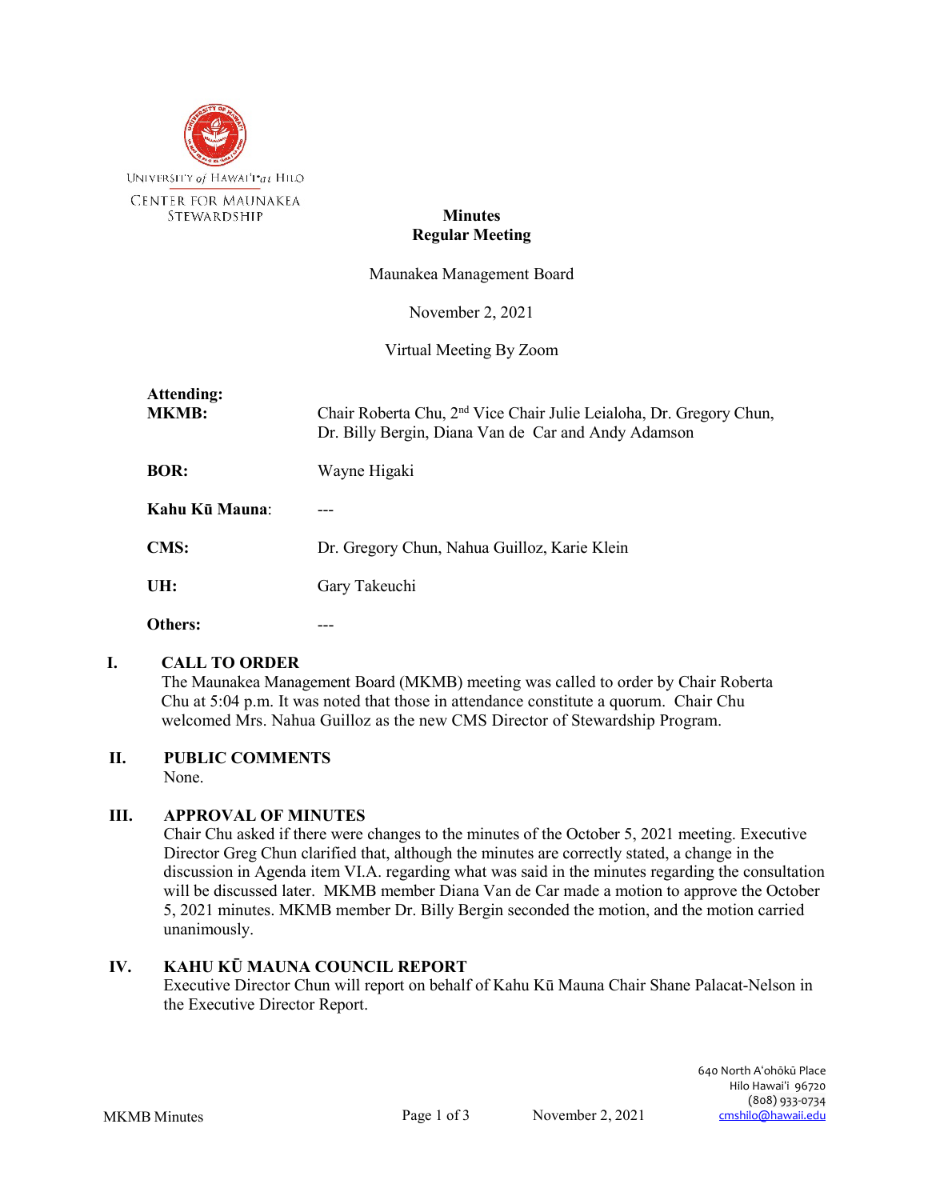UNIVERSITY of HAWAI'I at HILO

CENTER FOR MAUNAKEA STEWARDSHIP

**Minutes**
**Regular Meeting**

Maunakea Management Board

November 2, 2021

Virtual Meeting By Zoom

| **Attending:** | |
|---|---|
| **MKMB:** | Chair Roberta Chu, 2nd Vice Chair Julie Leialoha, Dr. Gregory Chun, Dr. Billy Bergin, Diana Van de Car and Andy Adamson |
| **BOR:** | Wayne Higaki |
| **Kahu Kū Mauna:** | --- |
| **CMS:** | Dr. Gregory Chun, Nahua Guilloz, Karie Klein |
| **UH:** | Gary Takeuchi |
| **Others:** | --- |

## I. CALL TO ORDER

The Maunakea Management Board (MKMB) meeting was called to order by Chair Roberta Chu at 5:04 p.m. It was noted that those in attendance constitute a quorum. Chair Chu welcomed Mrs. Nahua Guilloz as the new CMS Director of Stewardship Program.

## II. PUBLIC COMMENTS

None.

## III. APPROVAL OF MINUTES

Chair Chu asked if there were changes to the minutes of the October 5, 2021 meeting. Executive Director Greg Chun clarified that, although the minutes are correctly stated, a change in the discussion in Agenda item VI.A. regarding what was said in the minutes regarding the consultation will be discussed later. MKMB member Diana Van de Car made a motion to approve the October 5, 2021 minutes. MKMB member Dr. Billy Bergin seconded the motion, and the motion carried unanimously.

## IV. KAHU KŪ MAUNA COUNCIL REPORT

Executive Director Chun will report on behalf of Kahu Kū Mauna Chair Shane Palacat-Nelson in the Executive Director Report.

640 North A'ohōkū Place
Hilo Hawai'i 96720
(808) 933-0734
cmshilo@hawaii.edu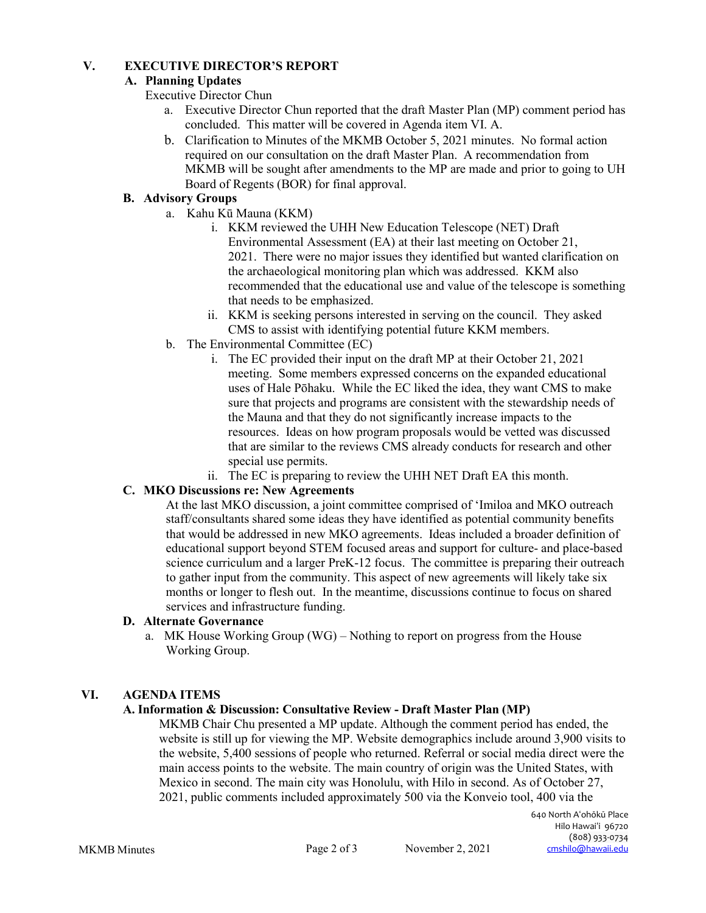## V. EXECUTIVE DIRECTOR'S REPORT

### A. Planning Updates

Executive Director Chun

a. Executive Director Chun reported that the draft Master Plan (MP) comment period has concluded. This matter will be covered in Agenda item VI. A.

b. Clarification to Minutes of the MKMB October 5, 2021 minutes. No formal action required on our consultation on the draft Master Plan. A recommendation from MKMB will be sought after amendments to the MP are made and prior to going to UH Board of Regents (BOR) for final approval.

### B. Advisory Groups

a. Kahu Kū Mauna (KKM)

i. KKM reviewed the UHH New Education Telescope (NET) Draft Environmental Assessment (EA) at their last meeting on October 21, 2021. There were no major issues they identified but wanted clarification on the archaeological monitoring plan which was addressed. KKM also recommended that the educational use and value of the telescope is something that needs to be emphasized.

ii. KKM is seeking persons interested in serving on the council. They asked CMS to assist with identifying potential future KKM members.

b. The Environmental Committee (EC)

i. The EC provided their input on the draft MP at their October 21, 2021 meeting. Some members expressed concerns on the expanded educational uses of Hale Pōhaku. While the EC liked the idea, they want CMS to make sure that projects and programs are consistent with the stewardship needs of the Mauna and that they do not significantly increase impacts to the resources. Ideas on how program proposals would be vetted was discussed that are similar to the reviews CMS already conducts for research and other special use permits.

ii. The EC is preparing to review the UHH NET Draft EA this month.

### C. MKO Discussions re: New Agreements

At the last MKO discussion, a joint committee comprised of ʻImiloa and MKO outreach staff/consultants shared some ideas they have identified as potential community benefits that would be addressed in new MKO agreements. Ideas included a broader definition of educational support beyond STEM focused areas and support for culture- and place-based science curriculum and a larger PreK-12 focus. The committee is preparing their outreach to gather input from the community. This aspect of new agreements will likely take six months or longer to flesh out. In the meantime, discussions continue to focus on shared services and infrastructure funding.

### D. Alternate Governance

a. MK House Working Group (WG) – Nothing to report on progress from the House Working Group.

## VI. AGENDA ITEMS

### A. Information & Discussion: Consultative Review - Draft Master Plan (MP)

MKMB Chair Chu presented a MP update. Although the comment period has ended, the website is still up for viewing the MP. Website demographics include around 3,900 visits to the website, 5,400 sessions of people who returned. Referral or social media direct were the main access points to the website. The main country of origin was the United States, with Mexico in second. The main city was Honolulu, with Hilo in second. As of October 27, 2021, public comments included approximately 500 via the Konveio tool, 400 via the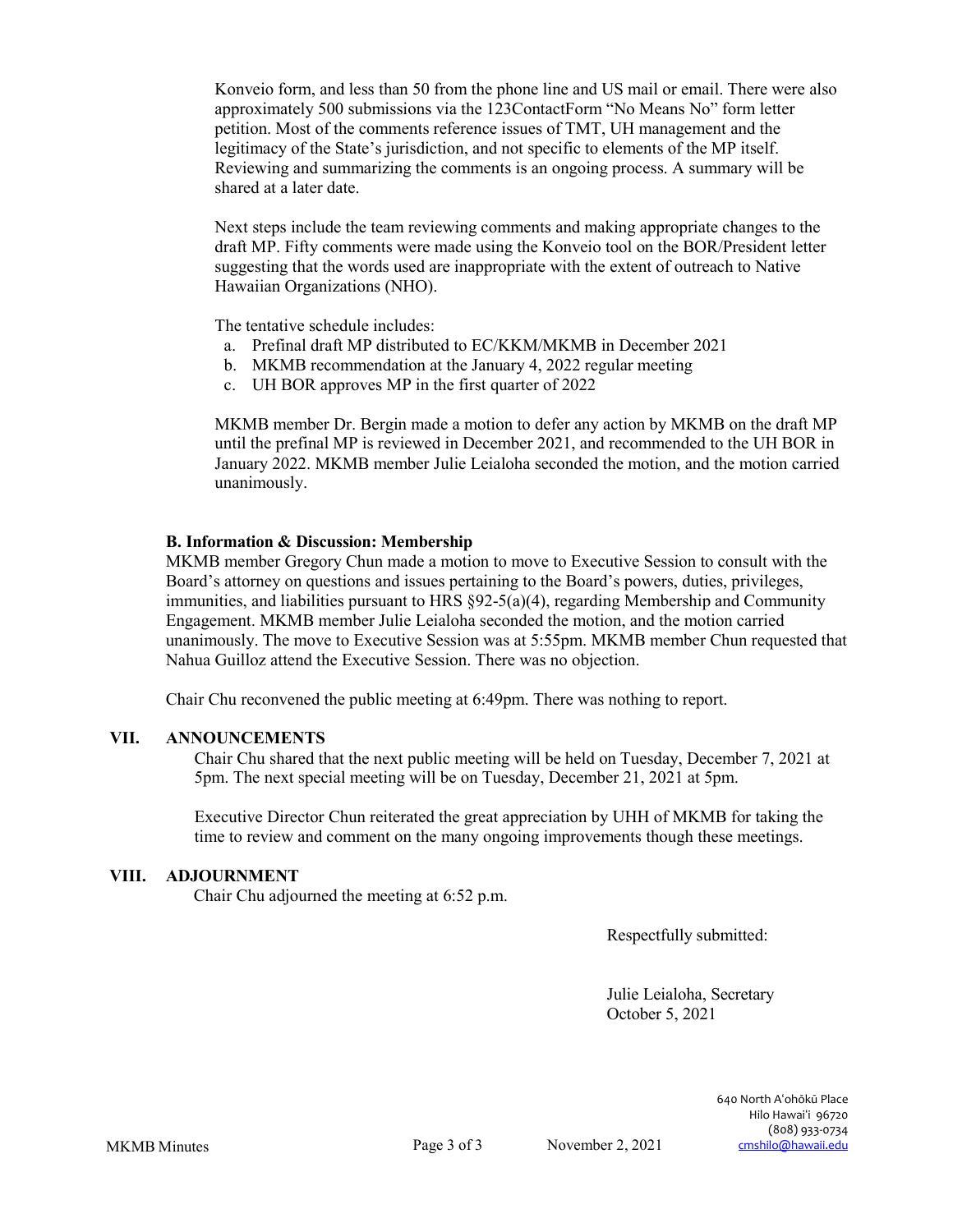Konveio form, and less than 50 from the phone line and US mail or email. There were also approximately 500 submissions via the 123ContactForm "No Means No" form letter petition. Most of the comments reference issues of TMT, UH management and the legitimacy of the State's jurisdiction, and not specific to elements of the MP itself. Reviewing and summarizing the comments is an ongoing process. A summary will be shared at a later date.

Next steps include the team reviewing comments and making appropriate changes to the draft MP. Fifty comments were made using the Konveio tool on the BOR/President letter suggesting that the words used are inappropriate with the extent of outreach to Native Hawaiian Organizations (NHO).

The tentative schedule includes:

a. Prefinal draft MP distributed to EC/KKM/MKMB in December 2021
b. MKMB recommendation at the January 4, 2022 regular meeting
c. UH BOR approves MP in the first quarter of 2022

MKMB member Dr. Bergin made a motion to defer any action by MKMB on the draft MP until the prefinal MP is reviewed in December 2021, and recommended to the UH BOR in January 2022. MKMB member Julie Leialoha seconded the motion, and the motion carried unanimously.

**B. Information & Discussion: Membership**

MKMB member Gregory Chun made a motion to move to Executive Session to consult with the Board's attorney on questions and issues pertaining to the Board's powers, duties, privileges, immunities, and liabilities pursuant to HRS §92-5(a)(4), regarding Membership and Community Engagement. MKMB member Julie Leialoha seconded the motion, and the motion carried unanimously. The move to Executive Session was at 5:55pm. MKMB member Chun requested that Nahua Guilloz attend the Executive Session. There was no objection.

Chair Chu reconvened the public meeting at 6:49pm. There was nothing to report.

## VII. ANNOUNCEMENTS

Chair Chu shared that the next public meeting will be held on Tuesday, December 7, 2021 at 5pm. The next special meeting will be on Tuesday, December 21, 2021 at 5pm.

Executive Director Chun reiterated the great appreciation by UHH of MKMB for taking the time to review and comment on the many ongoing improvements though these meetings.

## VIII. ADJOURNMENT

Chair Chu adjourned the meeting at 6:52 p.m.

Respectfully submitted:

Julie Leialoha, Secretary
October 5, 2021

640 North A'ohōkū Place
Hilo Hawai'i 96720
(808) 933-0734
cmshilo@hawaii.edu